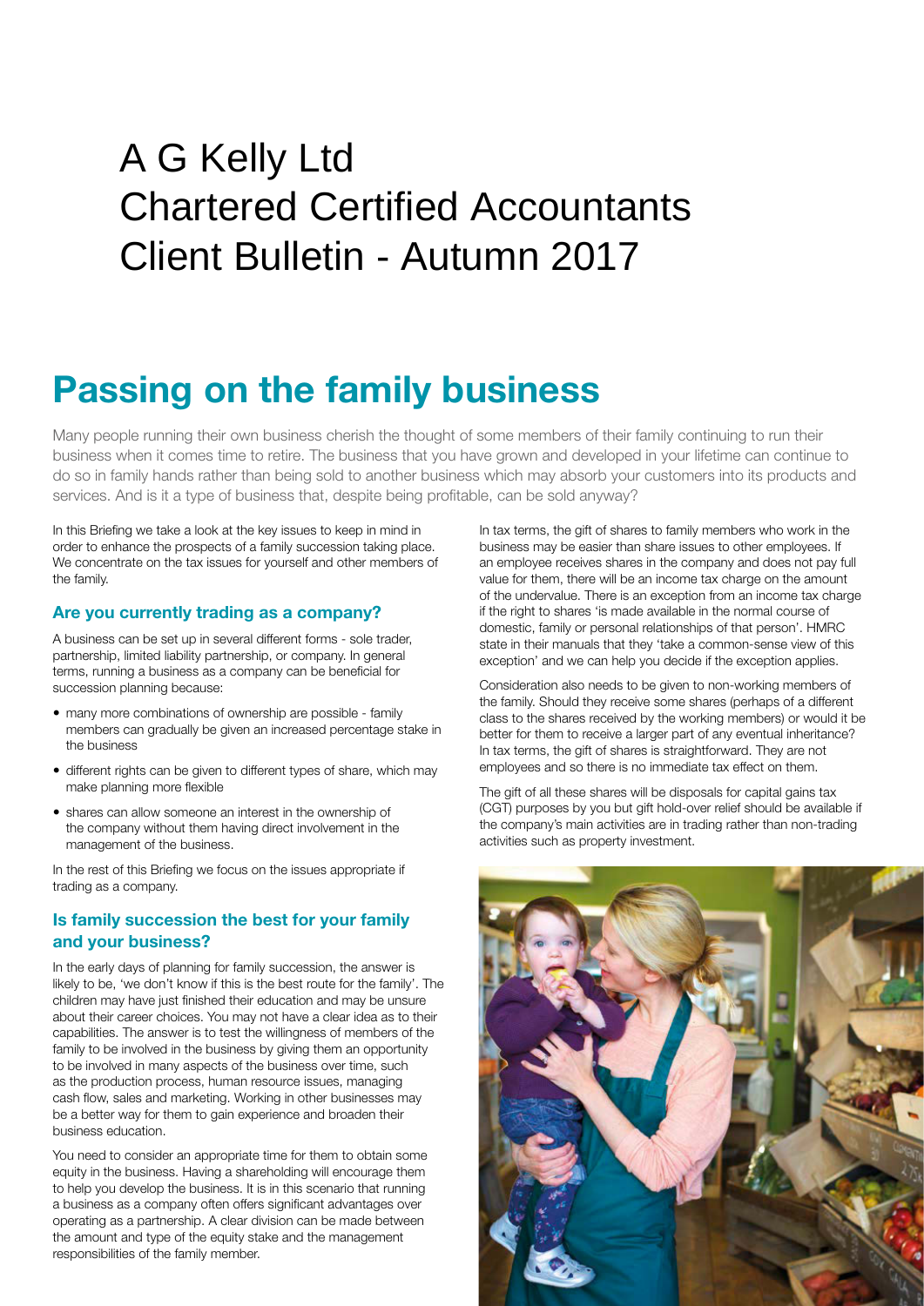# A G Kelly Ltd
# Chartered Certified Accountants
# Client Bulletin - Autumn 2017

## Passing on the family business

Many people running their own business cherish the thought of some members of their family continuing to run their business when it comes time to retire. The business that you have grown and developed in your lifetime can continue to do so in family hands rather than being sold to another business which may absorb your customers into its products and services. And is it a type of business that, despite being profitable, can be sold anyway?

In this Briefing we take a look at the key issues to keep in mind in order to enhance the prospects of a family succession taking place. We concentrate on the tax issues for yourself and other members of the family.

### Are you currently trading as a company?

A business can be set up in several different forms - sole trader, partnership, limited liability partnership, or company. In general terms, running a business as a company can be beneficial for succession planning because:

- many more combinations of ownership are possible - family members can gradually be given an increased percentage stake in the business
- different rights can be given to different types of share, which may make planning more flexible
- shares can allow someone an interest in the ownership of the company without them having direct involvement in the management of the business.

In the rest of this Briefing we focus on the issues appropriate if trading as a company.

### Is family succession the best for your family and your business?

In the early days of planning for family succession, the answer is likely to be, 'we don't know if this is the best route for the family'. The children may have just finished their education and may be unsure about their career choices. You may not have a clear idea as to their capabilities. The answer is to test the willingness of members of the family to be involved in the business by giving them an opportunity to be involved in many aspects of the business over time, such as the production process, human resource issues, managing cash flow, sales and marketing. Working in other businesses may be a better way for them to gain experience and broaden their business education.

You need to consider an appropriate time for them to obtain some equity in the business. Having a shareholding will encourage them to help you develop the business. It is in this scenario that running a business as a company often offers significant advantages over operating as a partnership. A clear division can be made between the amount and type of the equity stake and the management responsibilities of the family member.

In tax terms, the gift of shares to family members who work in the business may be easier than share issues to other employees. If an employee receives shares in the company and does not pay full value for them, there will be an income tax charge on the amount of the undervalue. There is an exception from an income tax charge if the right to shares 'is made available in the normal course of domestic, family or personal relationships of that person'. HMRC state in their manuals that they 'take a common-sense view of this exception' and we can help you decide if the exception applies.

Consideration also needs to be given to non-working members of the family. Should they receive some shares (perhaps of a different class to the shares received by the working members) or would it be better for them to receive a larger part of any eventual inheritance? In tax terms, the gift of shares is straightforward. They are not employees and so there is no immediate tax effect on them.

The gift of all these shares will be disposals for capital gains tax (CGT) purposes by you but gift hold-over relief should be available if the company's main activities are in trading rather than non-trading activities such as property investment.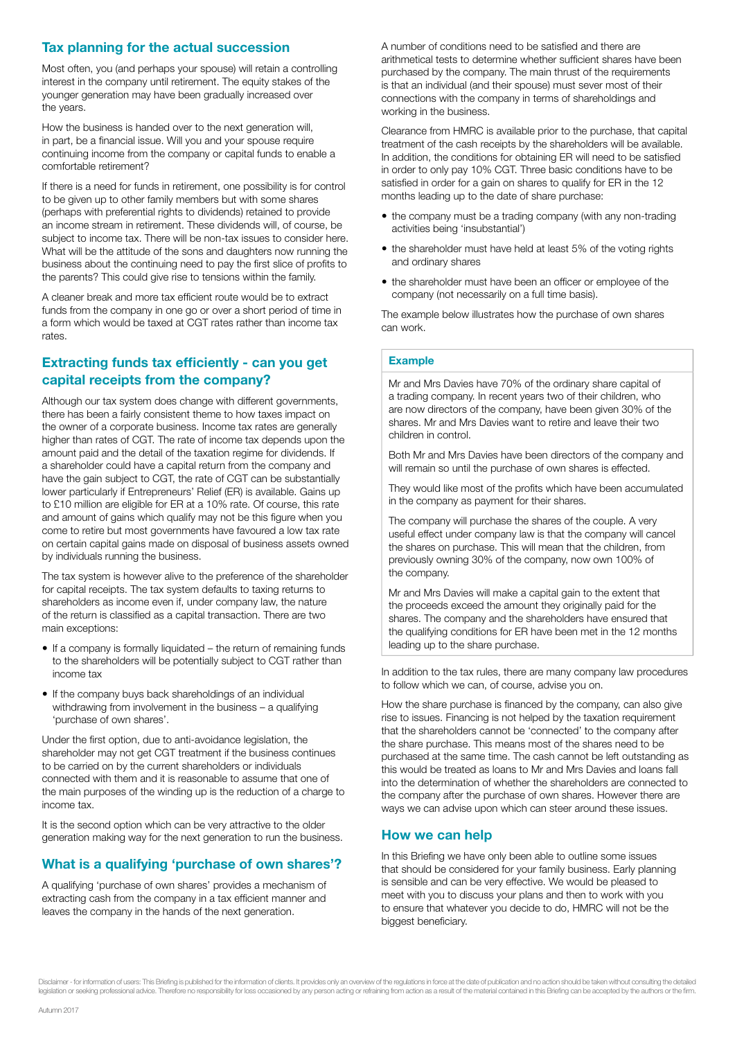## Tax planning for the actual succession

Most often, you (and perhaps your spouse) will retain a controlling interest in the company until retirement. The equity stakes of the younger generation may have been gradually increased over the years.

How the business is handed over to the next generation will, in part, be a financial issue. Will you and your spouse require continuing income from the company or capital funds to enable a comfortable retirement?

If there is a need for funds in retirement, one possibility is for control to be given up to other family members but with some shares (perhaps with preferential rights to dividends) retained to provide an income stream in retirement. These dividends will, of course, be subject to income tax. There will be non-tax issues to consider here. What will be the attitude of the sons and daughters now running the business about the continuing need to pay the first slice of profits to the parents? This could give rise to tensions within the family.

A cleaner break and more tax efficient route would be to extract funds from the company in one go or over a short period of time in a form which would be taxed at CGT rates rather than income tax rates.

## Extracting funds tax efficiently - can you get capital receipts from the company?

Although our tax system does change with different governments, there has been a fairly consistent theme to how taxes impact on the owner of a corporate business. Income tax rates are generally higher than rates of CGT. The rate of income tax depends upon the amount paid and the detail of the taxation regime for dividends. If a shareholder could have a capital return from the company and have the gain subject to CGT, the rate of CGT can be substantially lower particularly if Entrepreneurs' Relief (ER) is available. Gains up to £10 million are eligible for ER at a 10% rate. Of course, this rate and amount of gains which qualify may not be this figure when you come to retire but most governments have favoured a low tax rate on certain capital gains made on disposal of business assets owned by individuals running the business.

The tax system is however alive to the preference of the shareholder for capital receipts. The tax system defaults to taxing returns to shareholders as income even if, under company law, the nature of the return is classified as a capital transaction. There are two main exceptions:

- If a company is formally liquidated – the return of remaining funds to the shareholders will be potentially subject to CGT rather than income tax
- If the company buys back shareholdings of an individual withdrawing from involvement in the business – a qualifying 'purchase of own shares'.

Under the first option, due to anti-avoidance legislation, the shareholder may not get CGT treatment if the business continues to be carried on by the current shareholders or individuals connected with them and it is reasonable to assume that one of the main purposes of the winding up is the reduction of a charge to income tax.

It is the second option which can be very attractive to the older generation making way for the next generation to run the business.

## What is a qualifying 'purchase of own shares'?

A qualifying 'purchase of own shares' provides a mechanism of extracting cash from the company in a tax efficient manner and leaves the company in the hands of the next generation.

A number of conditions need to be satisfied and there are arithmetical tests to determine whether sufficient shares have been purchased by the company. The main thrust of the requirements is that an individual (and their spouse) must sever most of their connections with the company in terms of shareholdings and working in the business.

Clearance from HMRC is available prior to the purchase, that capital treatment of the cash receipts by the shareholders will be available. In addition, the conditions for obtaining ER will need to be satisfied in order to only pay 10% CGT. Three basic conditions have to be satisfied in order for a gain on shares to qualify for ER in the 12 months leading up to the date of share purchase:

- the company must be a trading company (with any non-trading activities being 'insubstantial')
- the shareholder must have held at least 5% of the voting rights and ordinary shares
- the shareholder must have been an officer or employee of the company (not necessarily on a full time basis).

The example below illustrates how the purchase of own shares can work.

### Example

Mr and Mrs Davies have 70% of the ordinary share capital of a trading company. In recent years two of their children, who are now directors of the company, have been given 30% of the shares. Mr and Mrs Davies want to retire and leave their two children in control.

Both Mr and Mrs Davies have been directors of the company and will remain so until the purchase of own shares is effected.

They would like most of the profits which have been accumulated in the company as payment for their shares.

The company will purchase the shares of the couple. A very useful effect under company law is that the company will cancel the shares on purchase. This will mean that the children, from previously owning 30% of the company, now own 100% of the company.

Mr and Mrs Davies will make a capital gain to the extent that the proceeds exceed the amount they originally paid for the shares. The company and the shareholders have ensured that the qualifying conditions for ER have been met in the 12 months leading up to the share purchase.

In addition to the tax rules, there are many company law procedures to follow which we can, of course, advise you on.

How the share purchase is financed by the company, can also give rise to issues. Financing is not helped by the taxation requirement that the shareholders cannot be 'connected' to the company after the share purchase. This means most of the shares need to be purchased at the same time. The cash cannot be left outstanding as this would be treated as loans to Mr and Mrs Davies and loans fall into the determination of whether the shareholders are connected to the company after the purchase of own shares. However there are ways we can advise upon which can steer around these issues.

## How we can help

In this Briefing we have only been able to outline some issues that should be considered for your family business. Early planning is sensible and can be very effective. We would be pleased to meet with you to discuss your plans and then to work with you to ensure that whatever you decide to do, HMRC will not be the biggest beneficiary.

Disclaimer - for information of users: This Briefing is published for the information of clients. It provides only an overview of the regulations in force at the date of publication and no action should be taken without consulting the detailed legislation or seeking professional advice. Therefore no responsibility for loss occasioned by any person acting or refraining from action as a result of the material contained in this Briefing can be accepted by the authors or the firm.

Autumn 2017